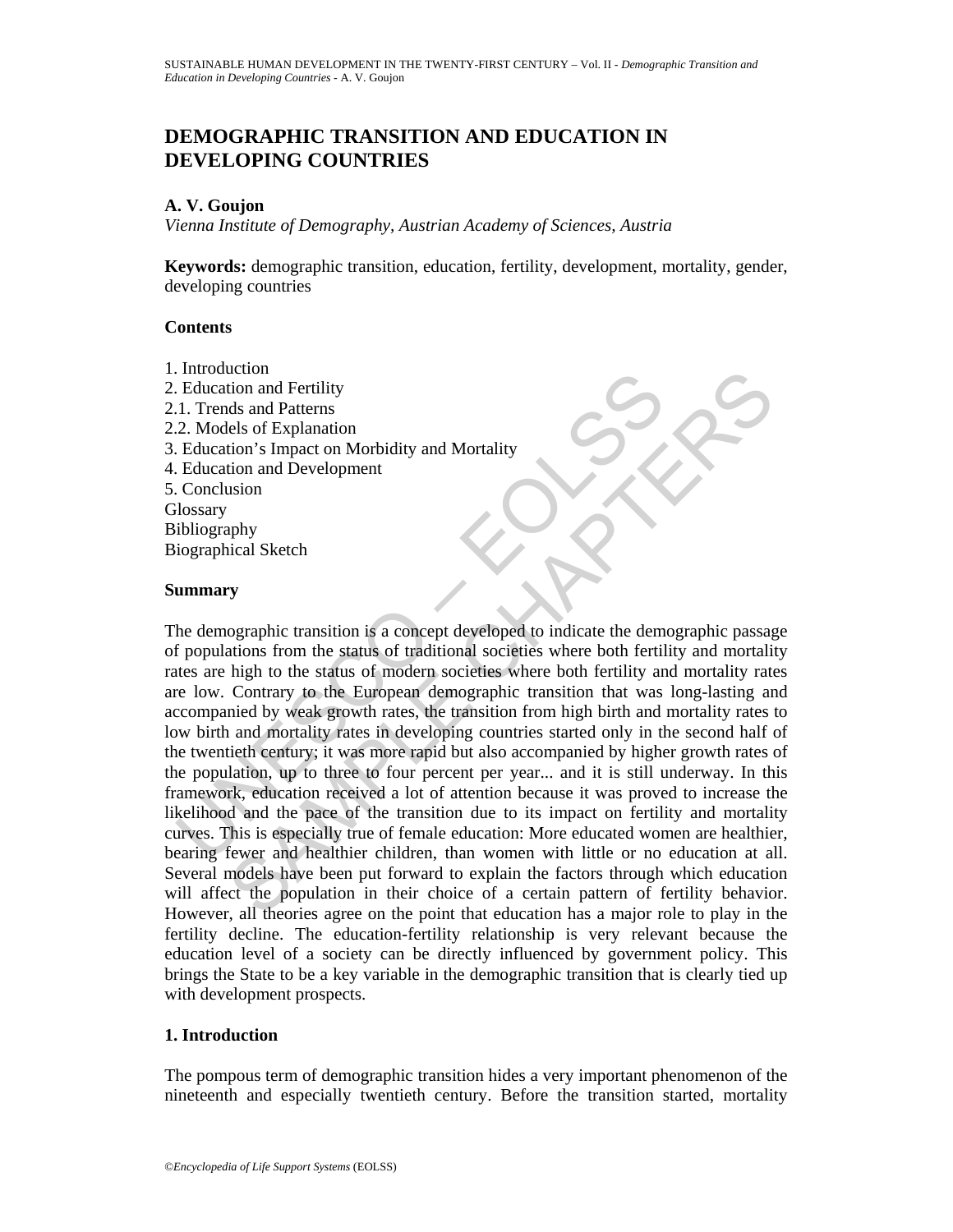# DEMOGRAPHIC TRANSITION AND EDUCATION IN DEVELOPING COUNTRIES

**A. V. Goujon**

*Vienna Institute of Demography, Austrian Academy of Sciences, Austria*

**Keywords:** demographic transition, education, fertility, development, mortality, gender, developing countries

## Contents

1. Introduction
2. Education and Fertility
2.1. Trends and Patterns
2.2. Models of Explanation
3. Education's Impact on Morbidity and Mortality
4. Education and Development
5. Conclusion

Glossary
Bibliography
Biographical Sketch

## Summary

The demographic transition is a concept developed to indicate the demographic passage of populations from the status of traditional societies where both fertility and mortality rates are high to the status of modern societies where both fertility and mortality rates are low. Contrary to the European demographic transition that was long-lasting and accompanied by weak growth rates, the transition from high birth and mortality rates to low birth and mortality rates in developing countries started only in the second half of the twentieth century; it was more rapid but also accompanied by higher growth rates of the population, up to three to four percent per year... and it is still underway. In this framework, education received a lot of attention because it was proved to increase the likelihood and the pace of the transition due to its impact on fertility and mortality curves. This is especially true of female education: More educated women are healthier, bearing fewer and healthier children, than women with little or no education at all. Several models have been put forward to explain the factors through which education will affect the population in their choice of a certain pattern of fertility behavior. However, all theories agree on the point that education has a major role to play in the fertility decline. The education-fertility relationship is very relevant because the education level of a society can be directly influenced by government policy. This brings the State to be a key variable in the demographic transition that is clearly tied up with development prospects.

## 1. Introduction

The pompous term of demographic transition hides a very important phenomenon of the nineteenth and especially twentieth century. Before the transition started, mortality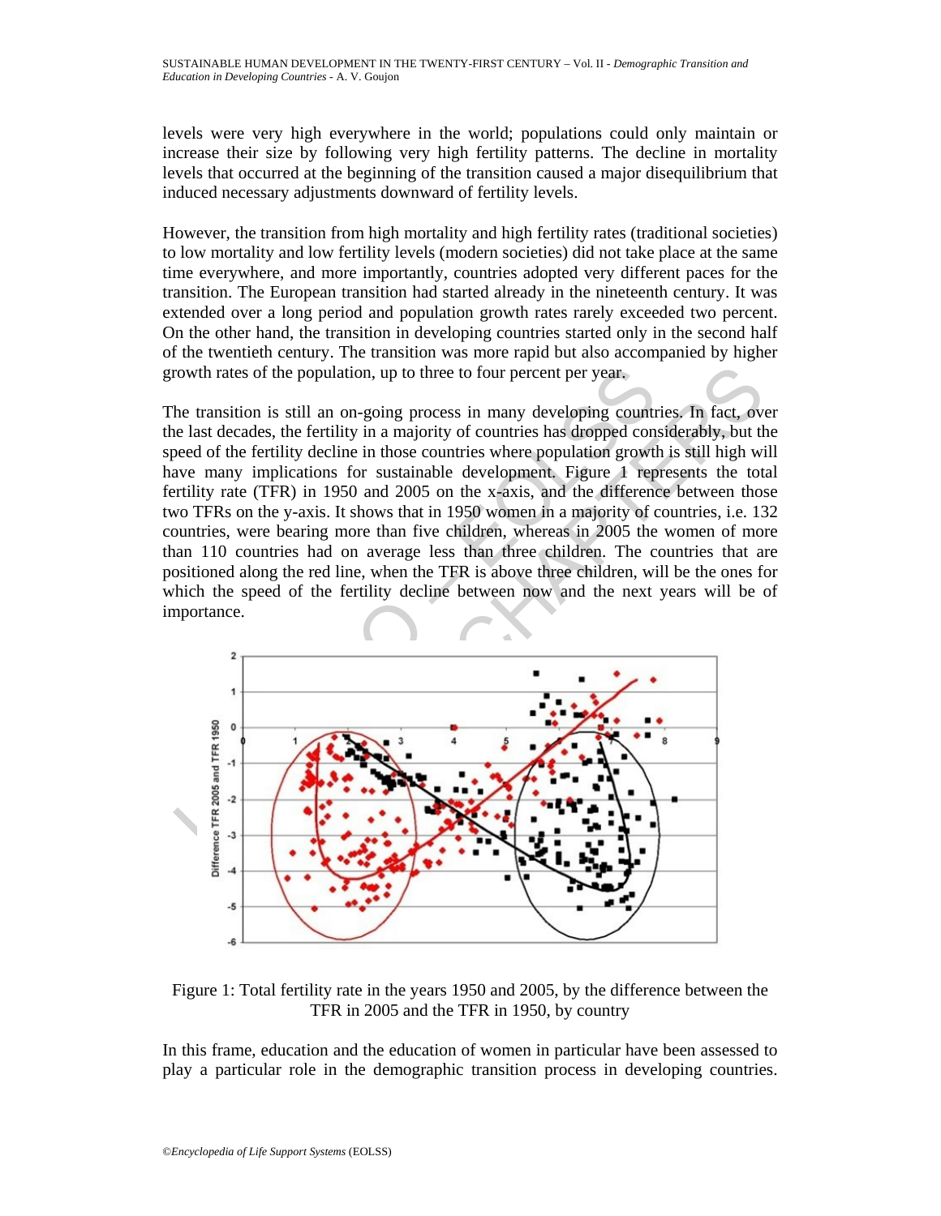levels were very high everywhere in the world; populations could only maintain or increase their size by following very high fertility patterns. The decline in mortality levels that occurred at the beginning of the transition caused a major disequilibrium that induced necessary adjustments downward of fertility levels.

However, the transition from high mortality and high fertility rates (traditional societies) to low mortality and low fertility levels (modern societies) did not take place at the same time everywhere, and more importantly, countries adopted very different paces for the transition. The European transition had started already in the nineteenth century. It was extended over a long period and population growth rates rarely exceeded two percent. On the other hand, the transition in developing countries started only in the second half of the twentieth century. The transition was more rapid but also accompanied by higher growth rates of the population, up to three to four percent per year.

The transition is still an on-going process in many developing countries. In fact, over the last decades, the fertility in a majority of countries has dropped considerably, but the speed of the fertility decline in those countries where population growth is still high will have many implications for sustainable development. Figure 1 represents the total fertility rate (TFR) in 1950 and 2005 on the x-axis, and the difference between those two TFRs on the y-axis. It shows that in 1950 women in a majority of countries, i.e. 132 countries, were bearing more than five children, whereas in 2005 the women of more than 110 countries had on average less than three children. The countries that are positioned along the red line, when the TFR is above three children, will be the ones for which the speed of the fertility decline between now and the next years will be of importance.

Figure 1: Total fertility rate in the years 1950 and 2005, by the difference between the TFR in 2005 and the TFR in 1950, by country

In this frame, education and the education of women in particular have been assessed to play a particular role in the demographic transition process in developing countries.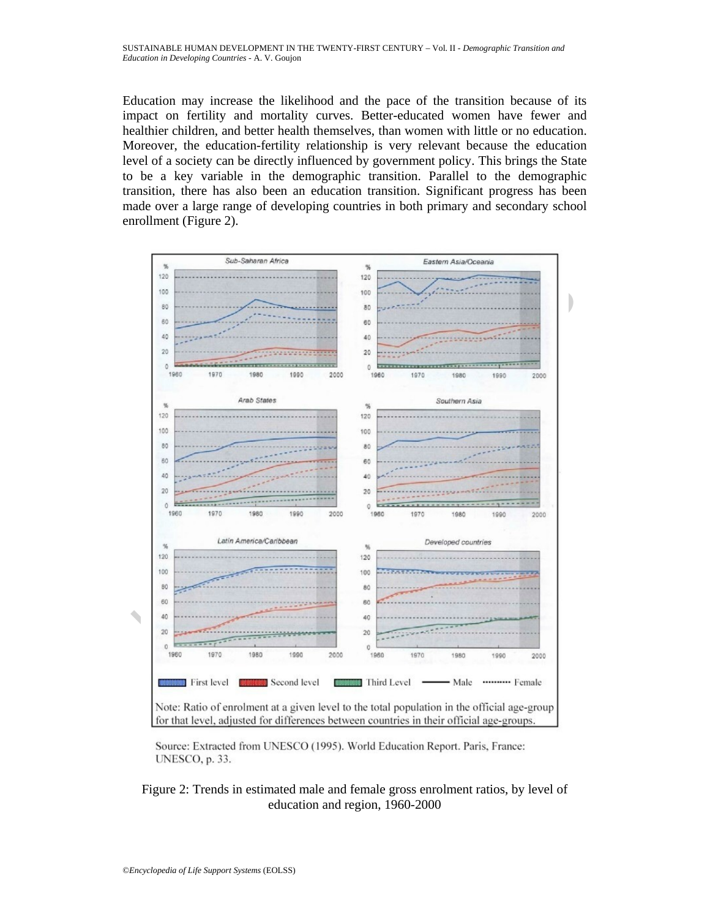Education may increase the likelihood and the pace of the transition because of its impact on fertility and mortality curves. Better-educated women have fewer and healthier children, and better health themselves, than women with little or no education. Moreover, the education-fertility relationship is very relevant because the education level of a society can be directly influenced by government policy. This brings the State to be a key variable in the demographic transition. Parallel to the demographic transition, there has also been an education transition. Significant progress has been made over a large range of developing countries in both primary and secondary school enrollment (Figure 2).

Source: Extracted from UNESCO (1995). World Education Report. Paris, France: UNESCO, p. 33.

Figure 2: Trends in estimated male and female gross enrolment ratios, by level of education and region, 1960-2000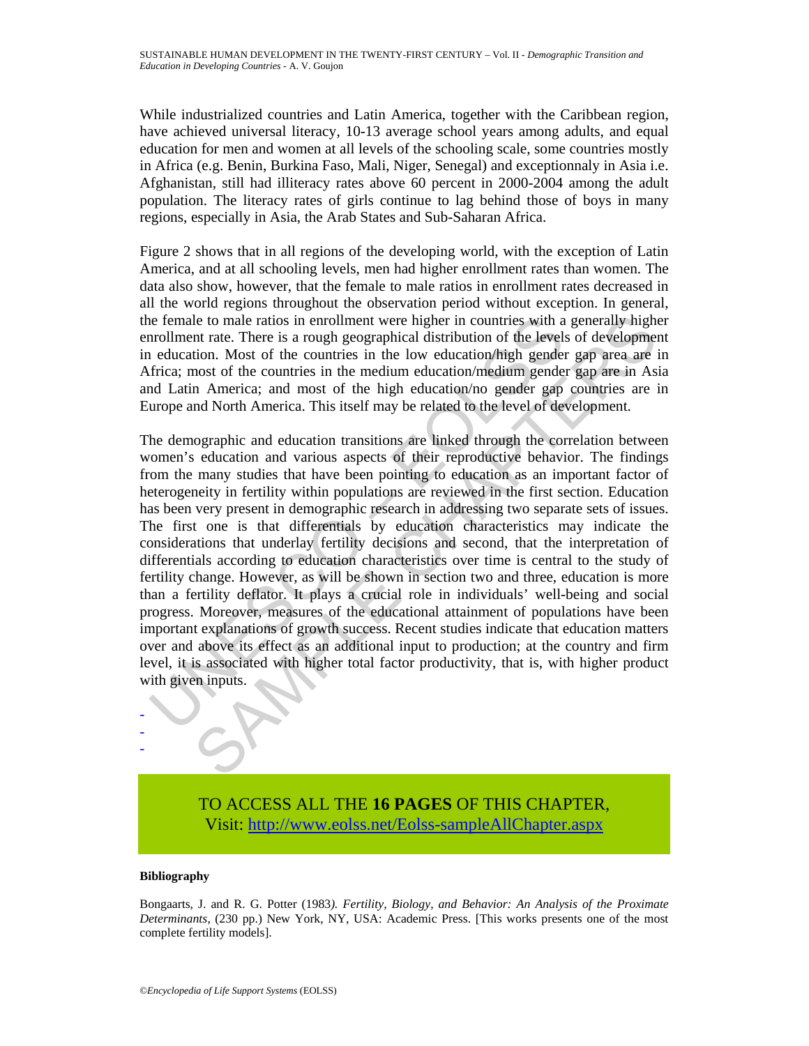While industrialized countries and Latin America, together with the Caribbean region, have achieved universal literacy, 10-13 average school years among adults, and equal education for men and women at all levels of the schooling scale, some countries mostly in Africa (e.g. Benin, Burkina Faso, Mali, Niger, Senegal) and exceptionnaly in Asia i.e. Afghanistan, still had illiteracy rates above 60 percent in 2000-2004 among the adult population. The literacy rates of girls continue to lag behind those of boys in many regions, especially in Asia, the Arab States and Sub-Saharan Africa.

Figure 2 shows that in all regions of the developing world, with the exception of Latin America, and at all schooling levels, men had higher enrollment rates than women. The data also show, however, that the female to male ratios in enrollment rates decreased in all the world regions throughout the observation period without exception. In general, the female to male ratios in enrollment were higher in countries with a generally higher enrollment rate. There is a rough geographical distribution of the levels of development in education. Most of the countries in the low education/high gender gap area are in Africa; most of the countries in the medium education/medium gender gap are in Asia and Latin America; and most of the high education/no gender gap countries are in Europe and North America. This itself may be related to the level of development.

The demographic and education transitions are linked through the correlation between women's education and various aspects of their reproductive behavior. The findings from the many studies that have been pointing to education as an important factor of heterogeneity in fertility within populations are reviewed in the first section. Education has been very present in demographic research in addressing two separate sets of issues. The first one is that differentials by education characteristics may indicate the considerations that underlay fertility decisions and second, that the interpretation of differentials according to education characteristics over time is central to the study of fertility change. However, as will be shown in section two and three, education is more than a fertility deflator. It plays a crucial role in individuals' well-being and social progress. Moreover, measures of the educational attainment of populations have been important explanations of growth success. Recent studies indicate that education matters over and above its effect as an additional input to production; at the country and firm level, it is associated with higher total factor productivity, that is, with higher product with given inputs.

-
-
-

TO ACCESS ALL THE **16 PAGES** OF THIS CHAPTER,
Visit: http://www.eolss.net/Eolss-sampleAllChapter.aspx

**Bibliography**

Bongaarts, J. and R. G. Potter (1983). *Fertility, Biology, and Behavior: An Analysis of the Proximate Determinants*, (230 pp.) New York, NY, USA: Academic Press. [This works presents one of the most complete fertility models].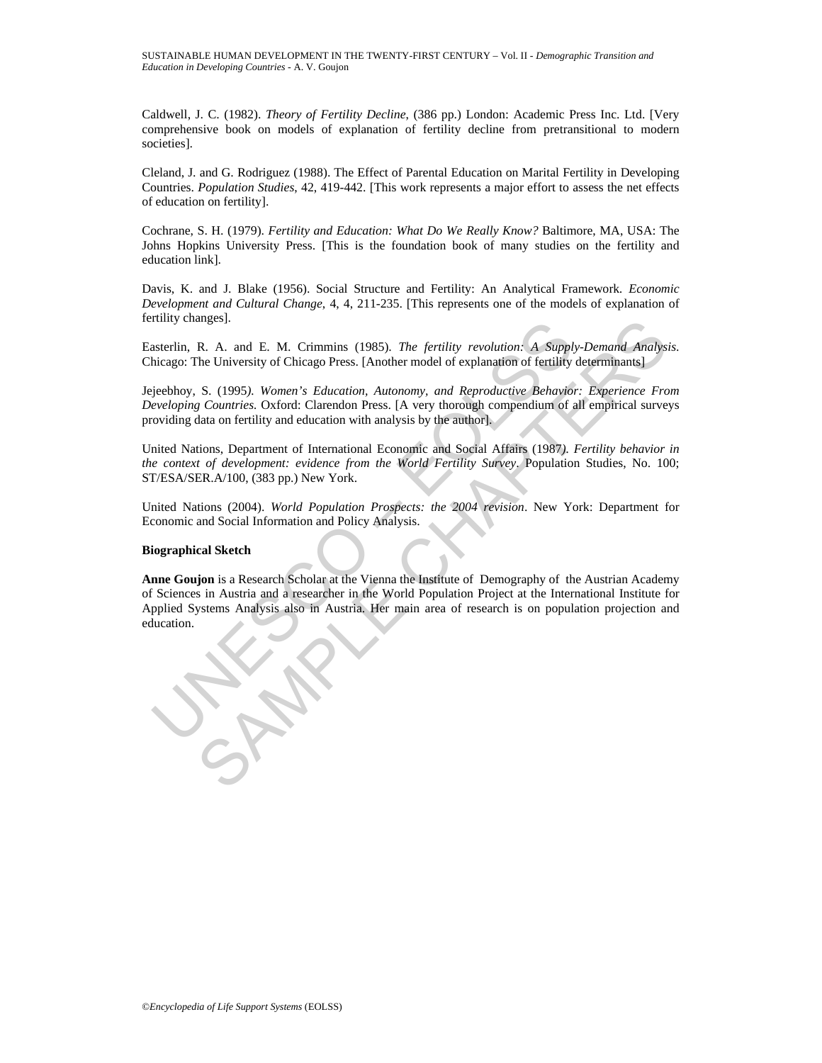Caldwell, J. C. (1982). *Theory of Fertility Decline,* (386 pp.) London: Academic Press Inc. Ltd. [Very comprehensive book on models of explanation of fertility decline from pretransitional to modern societies].

Cleland, J. and G. Rodriguez (1988). The Effect of Parental Education on Marital Fertility in Developing Countries. *Population Studies*, 42, 419-442. [This work represents a major effort to assess the net effects of education on fertility].

Cochrane, S. H. (1979). *Fertility and Education: What Do We Really Know?* Baltimore, MA, USA: The Johns Hopkins University Press. [This is the foundation book of many studies on the fertility and education link].

Davis, K. and J. Blake (1956). Social Structure and Fertility: An Analytical Framework. *Economic Development and Cultural Change*, 4, 4, 211-235. [This represents one of the models of explanation of fertility changes].

Easterlin, R. A. and E. M. Crimmins (1985). *The fertility revolution: A Supply-Demand Analysis*. Chicago: The University of Chicago Press. [Another model of explanation of fertility determinants]

Jejeebhoy, S. (1995*). Women's Education, Autonomy, and Reproductive Behavior: Experience From Developing Countries.* Oxford: Clarendon Press. [A very thorough compendium of all empirical surveys providing data on fertility and education with analysis by the author].

United Nations, Department of International Economic and Social Affairs (1987*). Fertility behavior in the context of development: evidence from the World Fertility Survey*. Population Studies, No. 100; ST/ESA/SER.A/100, (383 pp.) New York.

United Nations (2004). *World Population Prospects: the 2004 revision*. New York: Department for Economic and Social Information and Policy Analysis.

**Biographical Sketch**

**Anne Goujon** is a Research Scholar at the Vienna the Institute of Demography of the Austrian Academy of Sciences in Austria and a researcher in the World Population Project at the International Institute for Applied Systems Analysis also in Austria. Her main area of research is on population projection and education.